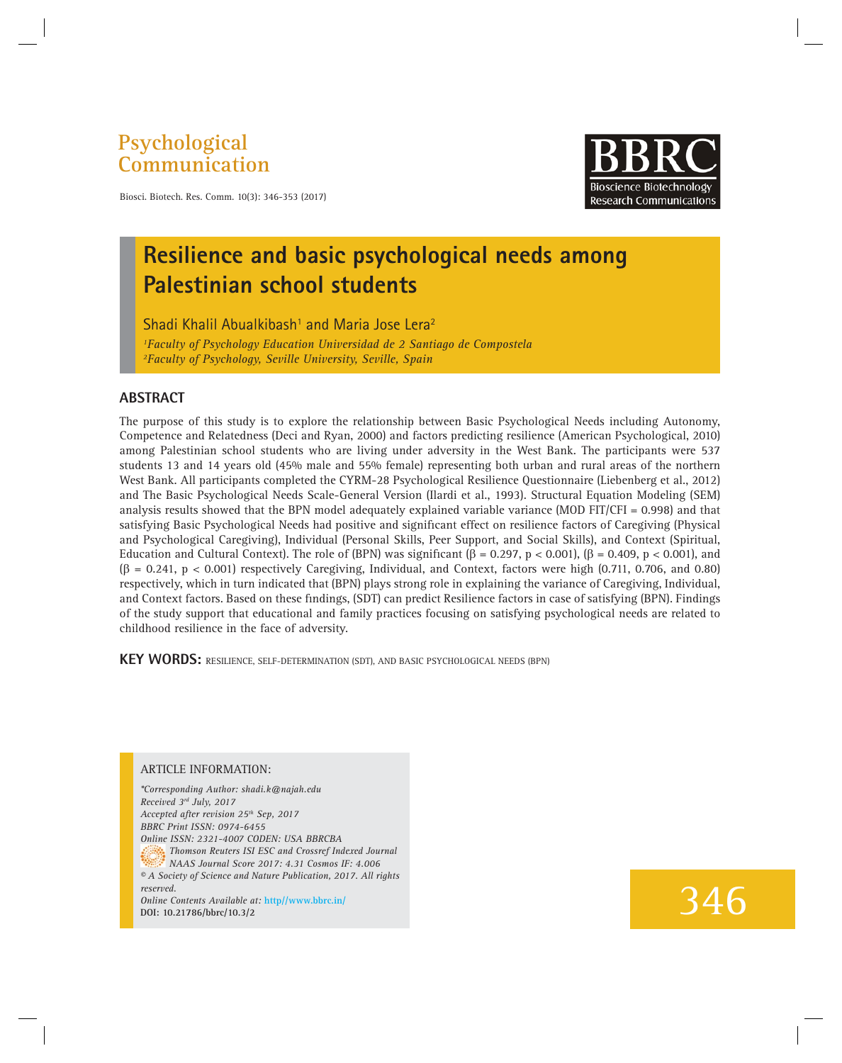Psychological Communication

# Resilience and basic psychological needs among Palestinian school students

Shadi Khalil Abualkibash[1] and Maria Jose Lera[2]

[1]*Faculty of Psychology Education Universidad de 2 Santiago de Compostela*
[2]*Faculty of Psychology, Seville University, Seville, Spain*

## ABSTRACT

The purpose of this study is to explore the relationship between Basic Psychological Needs including Autonomy, Competence and Relatedness (Deci and Ryan, 2000) and factors predicting resilience (American Psychological, 2010) among Palestinian school students who are living under adversity in the West Bank. The participants were 537 students 13 and 14 years old (45% male and 55% female) representing both urban and rural areas of the northern West Bank. All participants completed the CYRM-28 Psychological Resilience Questionnaire (Liebenberg et al., 2012) and The Basic Psychological Needs Scale-General Version (Ilardi et al., 1993). Structural Equation Modeling (SEM) analysis results showed that the BPN model adequately explained variable variance (MOD FIT/CFI = 0.998) and that satisfying Basic Psychological Needs had positive and significant effect on resilience factors of Caregiving (Physical and Psychological Caregiving), Individual (Personal Skills, Peer Support, and Social Skills), and Context (Spiritual, Education and Cultural Context). The role of (BPN) was significant ($\beta = 0.297$, $p < 0.001$), ($\beta = 0.409$, $p < 0.001$), and ($\beta = 0.241$, $p < 0.001$) respectively Caregiving, Individual, and Context, factors were high (0.711, 0.706, and 0.80) respectively, which in turn indicated that (BPN) plays strong role in explaining the variance of Caregiving, Individual, and Context factors. Based on these findings, (SDT) can predict Resilience factors in case of satisfying (BPN). Findings of the study support that educational and family practices focusing on satisfying psychological needs are related to childhood resilience in the face of adversity.

**KEY WORDS:** RESILIENCE, SELF-DETERMINATION (SDT), AND BASIC PSYCHOLOGICAL NEEDS (BPN)

ARTICLE INFORMATION:

*\*Corresponding Author: shadi.k@najah.edu*
*Received 3rd July, 2017*
*Accepted after revision 25th Sep, 2017*
*BBRC Print ISSN: 0974-6455*
*Online ISSN: 2321-4007 CODEN: USA BBRCBA*
*Thomson Reuters ISI ESC and Crossref Indexed Journal*
*NAAS Journal Score 2017: 4.31 Cosmos IF: 4.006*
*© A Society of Science and Nature Publication, 2017. All rights reserved.*
*Online Contents Available at:* http//www.bbrc.in/
**DOI: 10.21786/bbrc/10.3/2**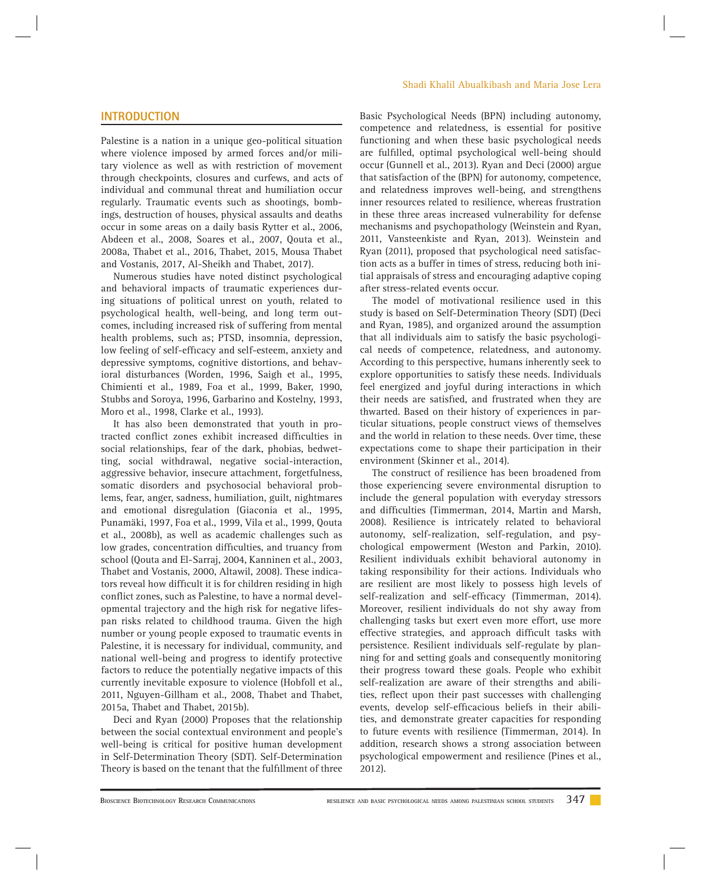## INTRODUCTION

Palestine is a nation in a unique geo-political situation where violence imposed by armed forces and/or military violence as well as with restriction of movement through checkpoints, closures and curfews, and acts of individual and communal threat and humiliation occur regularly. Traumatic events such as shootings, bombings, destruction of houses, physical assaults and deaths occur in some areas on a daily basis Rytter et al., 2006, Abdeen et al., 2008, Soares et al., 2007, Qouta et al., 2008a, Thabet et al., 2016, Thabet, 2015, Mousa Thabet and Vostanis, 2017, Al-Sheikh and Thabet, 2017).

Numerous studies have noted distinct psychological and behavioral impacts of traumatic experiences during situations of political unrest on youth, related to psychological health, well-being, and long term outcomes, including increased risk of suffering from mental health problems, such as; PTSD, insomnia, depression, low feeling of self-efficacy and self-esteem, anxiety and depressive symptoms, cognitive distortions, and behavioral disturbances (Worden, 1996, Saigh et al., 1995, Chimienti et al., 1989, Foa et al., 1999, Baker, 1990, Stubbs and Soroya, 1996, Garbarino and Kostelny, 1993, Moro et al., 1998, Clarke et al., 1993).

It has also been demonstrated that youth in protracted conflict zones exhibit increased difficulties in social relationships, fear of the dark, phobias, bedwetting, social withdrawal, negative social-interaction, aggressive behavior, insecure attachment, forgetfulness, somatic disorders and psychosocial behavioral problems, fear, anger, sadness, humiliation, guilt, nightmares and emotional disregulation (Giaconia et al., 1995, Punamäki, 1997, Foa et al., 1999, Vila et al., 1999, Qouta et al., 2008b), as well as academic challenges such as low grades, concentration difficulties, and truancy from school (Qouta and El-Sarraj, 2004, Kanninen et al., 2003, Thabet and Vostanis, 2000, Altawil, 2008). These indicators reveal how difficult it is for children residing in high conflict zones, such as Palestine, to have a normal developmental trajectory and the high risk for negative lifespan risks related to childhood trauma. Given the high number or young people exposed to traumatic events in Palestine, it is necessary for individual, community, and national well-being and progress to identify protective factors to reduce the potentially negative impacts of this currently inevitable exposure to violence (Hobfoll et al., 2011, Nguyen-Gillham et al., 2008, Thabet and Thabet, 2015a, Thabet and Thabet, 2015b).

Deci and Ryan (2000) Proposes that the relationship between the social contextual environment and people's well-being is critical for positive human development in Self-Determination Theory (SDT). Self-Determination Theory is based on the tenant that the fulfillment of three Basic Psychological Needs (BPN) including autonomy, competence and relatedness, is essential for positive functioning and when these basic psychological needs are fulfilled, optimal psychological well-being should occur (Gunnell et al., 2013). Ryan and Deci (2000) argue that satisfaction of the (BPN) for autonomy, competence, and relatedness improves well-being, and strengthens inner resources related to resilience, whereas frustration in these three areas increased vulnerability for defense mechanisms and psychopathology (Weinstein and Ryan, 2011, Vansteenkiste and Ryan, 2013). Weinstein and Ryan (2011), proposed that psychological need satisfaction acts as a buffer in times of stress, reducing both initial appraisals of stress and encouraging adaptive coping after stress-related events occur.

The model of motivational resilience used in this study is based on Self-Determination Theory (SDT) (Deci and Ryan, 1985), and organized around the assumption that all individuals aim to satisfy the basic psychological needs of competence, relatedness, and autonomy. According to this perspective, humans inherently seek to explore opportunities to satisfy these needs. Individuals feel energized and joyful during interactions in which their needs are satisfied, and frustrated when they are thwarted. Based on their history of experiences in particular situations, people construct views of themselves and the world in relation to these needs. Over time, these expectations come to shape their participation in their environment (Skinner et al., 2014).

The construct of resilience has been broadened from those experiencing severe environmental disruption to include the general population with everyday stressors and difficulties (Timmerman, 2014, Martin and Marsh, 2008). Resilience is intricately related to behavioral autonomy, self-realization, self-regulation, and psychological empowerment (Weston and Parkin, 2010). Resilient individuals exhibit behavioral autonomy in taking responsibility for their actions. Individuals who are resilient are most likely to possess high levels of self-realization and self-efficacy (Timmerman, 2014). Moreover, resilient individuals do not shy away from challenging tasks but exert even more effort, use more effective strategies, and approach difficult tasks with persistence. Resilient individuals self-regulate by planning for and setting goals and consequently monitoring their progress toward these goals. People who exhibit self-realization are aware of their strengths and abilities, reflect upon their past successes with challenging events, develop self-efficacious beliefs in their abilities, and demonstrate greater capacities for responding to future events with resilience (Timmerman, 2014). In addition, research shows a strong association between psychological empowerment and resilience (Pines et al., 2012).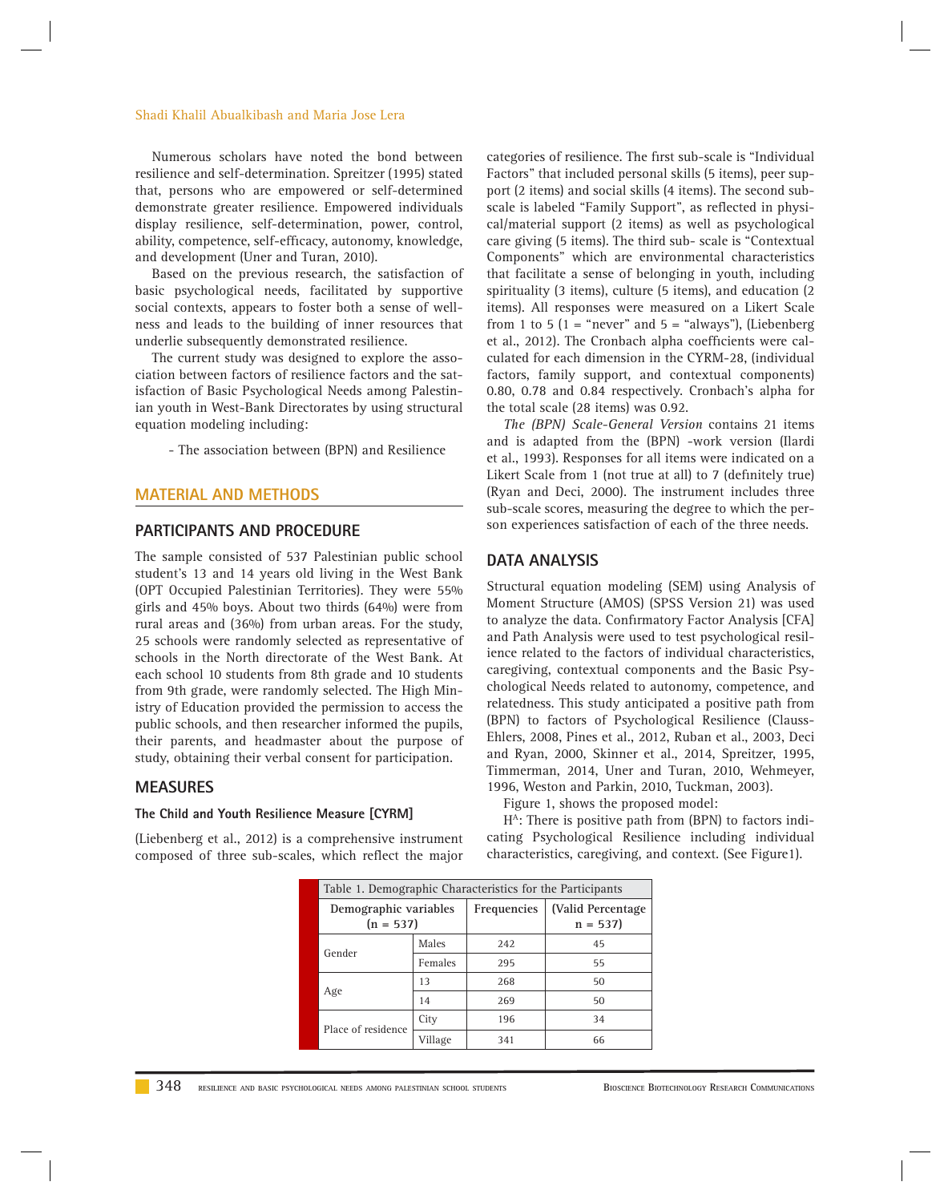Numerous scholars have noted the bond between resilience and self-determination. Spreitzer (1995) stated that, persons who are empowered or self-determined demonstrate greater resilience. Empowered individuals display resilience, self-determination, power, control, ability, competence, self-efficacy, autonomy, knowledge, and development (Uner and Turan, 2010).

Based on the previous research, the satisfaction of basic psychological needs, facilitated by supportive social contexts, appears to foster both a sense of wellness and leads to the building of inner resources that underlie subsequently demonstrated resilience.

The current study was designed to explore the association between factors of resilience factors and the satisfaction of Basic Psychological Needs among Palestinian youth in West-Bank Directorates by using structural equation modeling including:

- The association between (BPN) and Resilience

## MATERIAL AND METHODS

### PARTICIPANTS AND PROCEDURE

The sample consisted of 537 Palestinian public school student's 13 and 14 years old living in the West Bank (OPT Occupied Palestinian Territories). They were 55% girls and 45% boys. About two thirds (64%) were from rural areas and (36%) from urban areas. For the study, 25 schools were randomly selected as representative of schools in the North directorate of the West Bank. At each school 10 students from 8th grade and 10 students from 9th grade, were randomly selected. The High Ministry of Education provided the permission to access the public schools, and then researcher informed the pupils, their parents, and headmaster about the purpose of study, obtaining their verbal consent for participation.

### MEASURES

#### The Child and Youth Resilience Measure [CYRM]

(Liebenberg et al., 2012) is a comprehensive instrument composed of three sub-scales, which reflect the major categories of resilience. The first sub-scale is "Individual Factors" that included personal skills (5 items), peer support (2 items) and social skills (4 items). The second sub-scale is labeled "Family Support", as reflected in physical/material support (2 items) as well as psychological care giving (5 items). The third sub- scale is "Contextual Components" which are environmental characteristics that facilitate a sense of belonging in youth, including spirituality (3 items), culture (5 items), and education (2 items). All responses were measured on a Likert Scale from 1 to 5 (1 = "never" and 5 = "always"), (Liebenberg et al., 2012). The Cronbach alpha coefficients were calculated for each dimension in the CYRM-28, (individual factors, family support, and contextual components) 0.80, 0.78 and 0.84 respectively. Cronbach's alpha for the total scale (28 items) was 0.92.

*The (BPN) Scale-General Version* contains 21 items and is adapted from the (BPN) -work version (Ilardi et al., 1993). Responses for all items were indicated on a Likert Scale from 1 (not true at all) to 7 (definitely true) (Ryan and Deci, 2000). The instrument includes three sub-scale scores, measuring the degree to which the person experiences satisfaction of each of the three needs.

### DATA ANALYSIS

Structural equation modeling (SEM) using Analysis of Moment Structure (AMOS) (SPSS Version 21) was used to analyze the data. Confirmatory Factor Analysis [CFA] and Path Analysis were used to test psychological resilience related to the factors of individual characteristics, caregiving, contextual components and the Basic Psychological Needs related to autonomy, competence, and relatedness. This study anticipated a positive path from (BPN) to factors of Psychological Resilience (Clauss-Ehlers, 2008, Pines et al., 2012, Ruban et al., 2003, Deci and Ryan, 2000, Skinner et al., 2014, Spreitzer, 1995, Timmerman, 2014, Uner and Turan, 2010, Wehmeyer, 1996, Weston and Parkin, 2010, Tuckman, 2003).

Figure 1, shows the proposed model:

$H^A$: There is positive path from (BPN) to factors indicating Psychological Resilience including individual characteristics, caregiving, and context. (See Figure1).

Table 1. Demographic Characteristics for the Participants

| Demographic variables (n = 537) | | Frequencies | (Valid Percentage n = 537) |
|---|---|---|---|
| Gender | Males | 242 | 45 |
| | Females | 295 | 55 |
| Age | 13 | 268 | 50 |
| | 14 | 269 | 50 |
| Place of residence | City | 196 | 34 |
| | Village | 341 | 66 |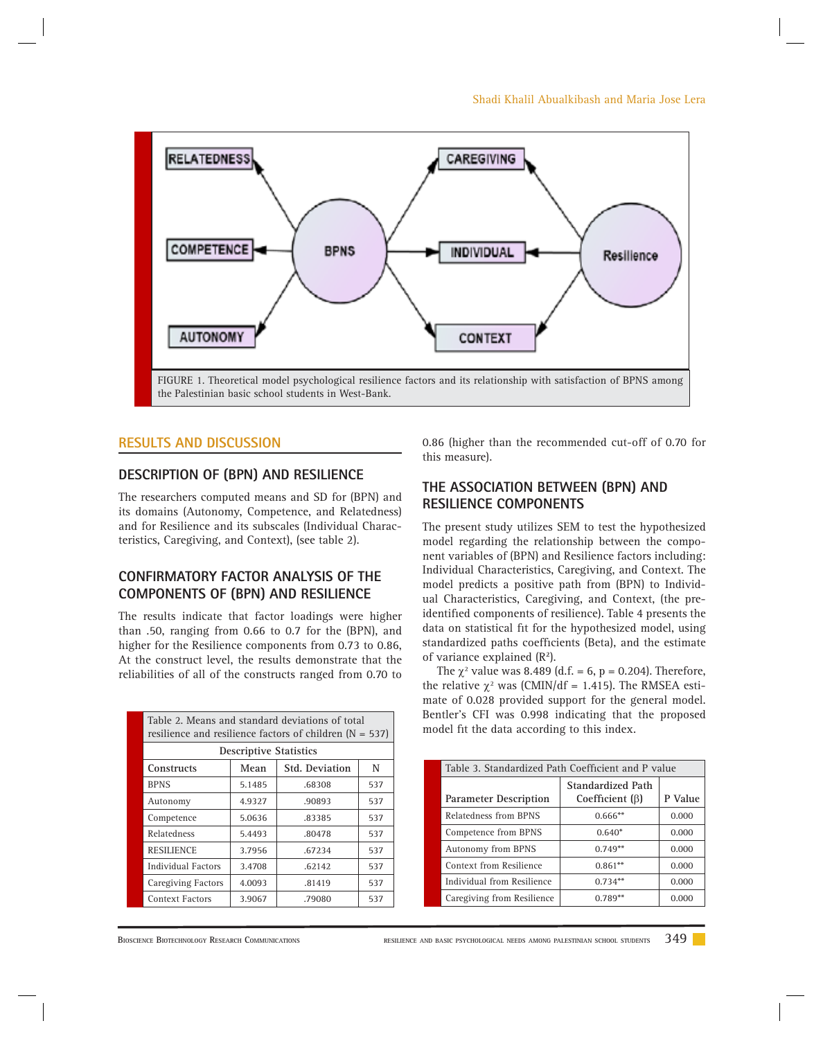FIGURE 1. Theoretical model psychological resilience factors and its relationship with satisfaction of BPNS among the Palestinian basic school students in West-Bank.

## RESULTS AND DISCUSSION

### DESCRIPTION OF (BPN) AND RESILIENCE

The researchers computed means and SD for (BPN) and its domains (Autonomy, Competence, and Relatedness) and for Resilience and its subscales (Individual Characteristics, Caregiving, and Context), (see table 2).

### CONFIRMATORY FACTOR ANALYSIS OF THE COMPONENTS OF (BPN) AND RESILIENCE

The results indicate that factor loadings were higher than .50, ranging from 0.66 to 0.7 for the (BPN), and higher for the Resilience components from 0.73 to 0.86, At the construct level, the results demonstrate that the reliabilities of all of the constructs ranged from 0.70 to 0.86 (higher than the recommended cut-off of 0.70 for this measure).

Table 2. Means and standard deviations of total resilience and resilience factors of children (N = 537)

| Descriptive Statistics | | | |
|---|---|---|---|
| Constructs | Mean | Std. Deviation | N |
| BPNS | 5.1485 | .68308 | 537 |
| Autonomy | 4.9327 | .90893 | 537 |
| Competence | 5.0636 | .83385 | 537 |
| Relatedness | 5.4493 | .80478 | 537 |
| RESILIENCE | 3.7956 | .67234 | 537 |
| Individual Factors | 3.4708 | .62142 | 537 |
| Caregiving Factors | 4.0093 | .81419 | 537 |
| Context Factors | 3.9067 | .79080 | 537 |

### THE ASSOCIATION BETWEEN (BPN) AND RESILIENCE COMPONENTS

The present study utilizes SEM to test the hypothesized model regarding the relationship between the component variables of (BPN) and Resilience factors including: Individual Characteristics, Caregiving, and Context. The model predicts a positive path from (BPN) to Individual Characteristics, Caregiving, and Context, (the pre-identified components of resilience). Table 4 presents the data on statistical fit for the hypothesized model, using standardized paths coefficients (Beta), and the estimate of variance explained ($R^2$).

The $\chi^2$ value was 8.489 (d.f. = 6, p = 0.204). Therefore, the relative $\chi^2$ was (CMIN/df = 1.415). The RMSEA estimate of 0.028 provided support for the general model. Bentler's CFI was 0.998 indicating that the proposed model fit the data according to this index.

Table 3. Standardized Path Coefficient and P value

| Parameter Description | Standardized Path Coefficient (β) | P Value |
|---|---|---|
| Relatedness from BPNS | 0.666** | 0.000 |
| Competence from BPNS | 0.640* | 0.000 |
| Autonomy from BPNS | 0.749** | 0.000 |
| Context from Resilience | 0.861** | 0.000 |
| Individual from Resilience | 0.734** | 0.000 |
| Caregiving from Resilience | 0.789** | 0.000 |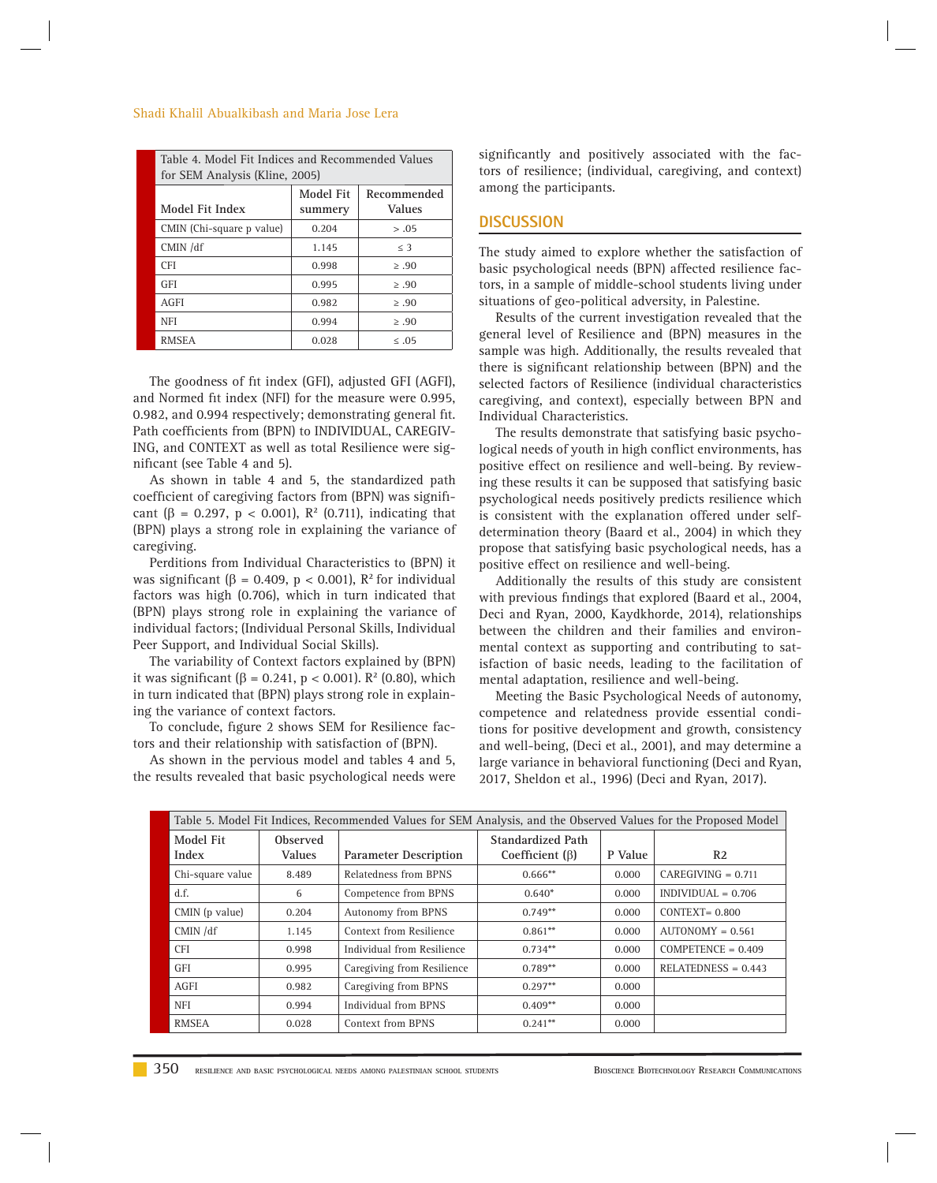Table 4. Model Fit Indices and Recommended Values for SEM Analysis (Kline, 2005)

| Model Fit Index | Model Fit summery | Recommended Values |
|---|---|---|
| CMIN (Chi-square p value) | 0.204 | > .05 |
| CMIN /df | 1.145 | ≤ 3 |
| CFI | 0.998 | ≥ .90 |
| GFI | 0.995 | ≥ .90 |
| AGFI | 0.982 | ≥ .90 |
| NFI | 0.994 | ≥ .90 |
| RMSEA | 0.028 | ≤ .05 |

The goodness of fit index (GFI), adjusted GFI (AGFI), and Normed fit index (NFI) for the measure were 0.995, 0.982, and 0.994 respectively; demonstrating general fit. Path coefficients from (BPN) to INDIVIDUAL, CAREGIVING, and CONTEXT as well as total Resilience were significant (see Table 4 and 5).

As shown in table 4 and 5, the standardized path coefficient of caregiving factors from (BPN) was significant ($\beta = 0.297$, $p < 0.001$), $R^2$ (0.711), indicating that (BPN) plays a strong role in explaining the variance of caregiving.

Perditions from Individual Characteristics to (BPN) it was significant ($\beta = 0.409$, $p < 0.001$), $R^2$ for individual factors was high (0.706), which in turn indicated that (BPN) plays strong role in explaining the variance of individual factors; (Individual Personal Skills, Individual Peer Support, and Individual Social Skills).

The variability of Context factors explained by (BPN) it was significant ($\beta = 0.241$, $p < 0.001$). $R^2$ (0.80), which in turn indicated that (BPN) plays strong role in explaining the variance of context factors.

To conclude, figure 2 shows SEM for Resilience factors and their relationship with satisfaction of (BPN).

As shown in the pervious model and tables 4 and 5, the results revealed that basic psychological needs were significantly and positively associated with the factors of resilience; (individual, caregiving, and context) among the participants.

## DISCUSSION

The study aimed to explore whether the satisfaction of basic psychological needs (BPN) affected resilience factors, in a sample of middle-school students living under situations of geo-political adversity, in Palestine.

Results of the current investigation revealed that the general level of Resilience and (BPN) measures in the sample was high. Additionally, the results revealed that there is significant relationship between (BPN) and the selected factors of Resilience (individual characteristics caregiving, and context), especially between BPN and Individual Characteristics.

The results demonstrate that satisfying basic psychological needs of youth in high conflict environments, has positive effect on resilience and well-being. By reviewing these results it can be supposed that satisfying basic psychological needs positively predicts resilience which is consistent with the explanation offered under self-determination theory (Baard et al., 2004) in which they propose that satisfying basic psychological needs, has a positive effect on resilience and well-being.

Additionally the results of this study are consistent with previous findings that explored (Baard et al., 2004, Deci and Ryan, 2000, Kaydkhorde, 2014), relationships between the children and their families and environmental context as supporting and contributing to satisfaction of basic needs, leading to the facilitation of mental adaptation, resilience and well-being.

Meeting the Basic Psychological Needs of autonomy, competence and relatedness provide essential conditions for positive development and growth, consistency and well-being, (Deci et al., 2001), and may determine a large variance in behavioral functioning (Deci and Ryan, 2017, Sheldon et al., 1996) (Deci and Ryan, 2017).

Table 5. Model Fit Indices, Recommended Values for SEM Analysis, and the Observed Values for the Proposed Model

| Model Fit Index | Observed Values | Parameter Description | Standardized Path Coefficient (β) | P Value | R2 |
|---|---|---|---|---|---|
| Chi-square value | 8.489 | Relatedness from BPNS | 0.666** | 0.000 | CAREGIVING = 0.711 |
| d.f. | 6 | Competence from BPNS | 0.640* | 0.000 | INDIVIDUAL = 0.706 |
| CMIN (p value) | 0.204 | Autonomy from BPNS | 0.749** | 0.000 | CONTEXT= 0.800 |
| CMIN /df | 1.145 | Context from Resilience | 0.861** | 0.000 | AUTONOMY = 0.561 |
| CFI | 0.998 | Individual from Resilience | 0.734** | 0.000 | COMPETENCE = 0.409 |
| GFI | 0.995 | Caregiving from Resilience | 0.789** | 0.000 | RELATEDNESS = 0.443 |
| AGFI | 0.982 | Caregiving from BPNS | 0.297** | 0.000 | |
| NFI | 0.994 | Individual from BPNS | 0.409** | 0.000 | |
| RMSEA | 0.028 | Context from BPNS | 0.241** | 0.000 | |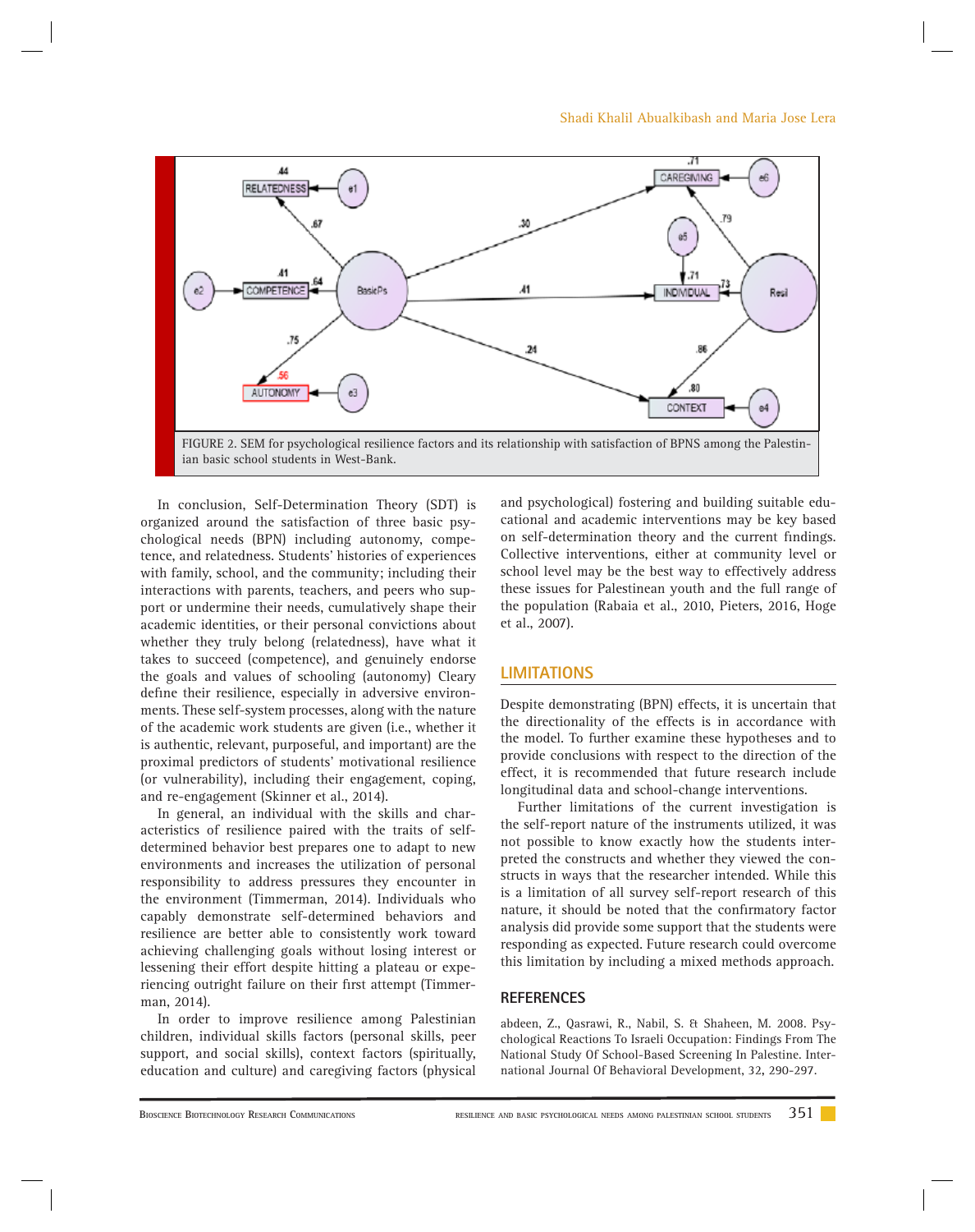FIGURE 2. SEM for psychological resilience factors and its relationship with satisfaction of BPNS among the Palestinian basic school students in West-Bank.

In conclusion, Self-Determination Theory (SDT) is organized around the satisfaction of three basic psychological needs (BPN) including autonomy, competence, and relatedness. Students' histories of experiences with family, school, and the community; including their interactions with parents, teachers, and peers who support or undermine their needs, cumulatively shape their academic identities, or their personal convictions about whether they truly belong (relatedness), have what it takes to succeed (competence), and genuinely endorse the goals and values of schooling (autonomy) Cleary define their resilience, especially in adversive environments. These self-system processes, along with the nature of the academic work students are given (i.e., whether it is authentic, relevant, purposeful, and important) are the proximal predictors of students' motivational resilience (or vulnerability), including their engagement, coping, and re-engagement (Skinner et al., 2014).

In general, an individual with the skills and characteristics of resilience paired with the traits of self-determined behavior best prepares one to adapt to new environments and increases the utilization of personal responsibility to address pressures they encounter in the environment (Timmerman, 2014). Individuals who capably demonstrate self-determined behaviors and resilience are better able to consistently work toward achieving challenging goals without losing interest or lessening their effort despite hitting a plateau or experiencing outright failure on their first attempt (Timmerman, 2014).

In order to improve resilience among Palestinian children, individual skills factors (personal skills, peer support, and social skills), context factors (spiritually, education and culture) and caregiving factors (physical and psychological) fostering and building suitable educational and academic interventions may be key based on self-determination theory and the current findings. Collective interventions, either at community level or school level may be the best way to effectively address these issues for Palestinean youth and the full range of the population (Rabaia et al., 2010, Pieters, 2016, Hoge et al., 2007).

## LIMITATIONS

Despite demonstrating (BPN) effects, it is uncertain that the directionality of the effects is in accordance with the model. To further examine these hypotheses and to provide conclusions with respect to the direction of the effect, it is recommended that future research include longitudinal data and school-change interventions.

Further limitations of the current investigation is the self-report nature of the instruments utilized, it was not possible to know exactly how the students interpreted the constructs and whether they viewed the constructs in ways that the researcher intended. While this is a limitation of all survey self-report research of this nature, it should be noted that the confirmatory factor analysis did provide some support that the students were responding as expected. Future research could overcome this limitation by including a mixed methods approach.

## REFERENCES

abdeen, Z., Qasrawi, R., Nabil, S. & Shaheen, M. 2008. Psychological Reactions To Israeli Occupation: Findings From The National Study Of School-Based Screening In Palestine. International Journal Of Behavioral Development, 32, 290-297.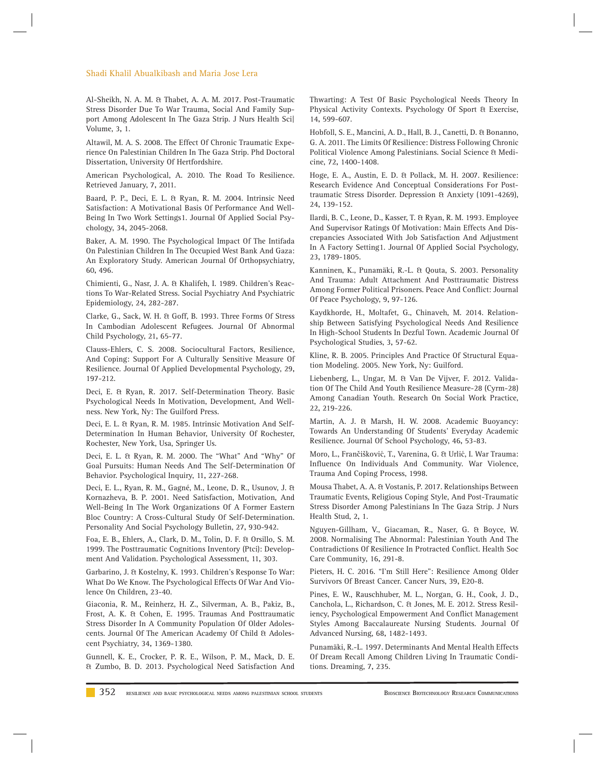Al-Sheikh, N. A. M. & Thabet, A. A. M. 2017. Post-Traumatic Stress Disorder Due To War Trauma, Social And Family Support Among Adolescent In The Gaza Strip. J Nurs Health Sci| Volume, 3, 1.

Altawil, M. A. S. 2008. The Effect Of Chronic Traumatic Experience On Palestinian Children In The Gaza Strip. Phd Doctoral Dissertation, University Of Hertfordshire.

American Psychological, A. 2010. The Road To Resilience. Retrieved January, 7, 2011.

Baard, P. P., Deci, E. L. & Ryan, R. M. 2004. Intrinsic Need Satisfaction: A Motivational Basis Of Performance And Well-Being In Two Work Settings1. Journal Of Applied Social Psychology, 34, 2045-2068.

Baker, A. M. 1990. The Psychological Impact Of The Intifada On Palestinian Children In The Occupied West Bank And Gaza: An Exploratory Study. American Journal Of Orthopsychiatry, 60, 496.

Chimienti, G., Nasr, J. A. & Khalifeh, I. 1989. Children's Reactions To War-Related Stress. Social Psychiatry And Psychiatric Epidemiology, 24, 282-287.

Clarke, G., Sack, W. H. & Goff, B. 1993. Three Forms Of Stress In Cambodian Adolescent Refugees. Journal Of Abnormal Child Psychology, 21, 65-77.

Clauss-Ehlers, C. S. 2008. Sociocultural Factors, Resilience, And Coping: Support For A Culturally Sensitive Measure Of Resilience. Journal Of Applied Developmental Psychology, 29, 197-212.

Deci, E. & Ryan, R. 2017. Self-Determination Theory. Basic Psychological Needs In Motivation, Development, And Wellness. New York, Ny: The Guilford Press.

Deci, E. L. & Ryan, R. M. 1985. Intrinsic Motivation And Self-Determination In Human Behavior, University Of Rochester, Rochester, New York, Usa, Springer Us.

Deci, E. L. & Ryan, R. M. 2000. The "What" And "Why" Of Goal Pursuits: Human Needs And The Self-Determination Of Behavior. Psychological Inquiry, 11, 227-268.

Deci, E. L., Ryan, R. M., Gagné, M., Leone, D. R., Usunov, J. & Kornazheva, B. P. 2001. Need Satisfaction, Motivation, And Well-Being In The Work Organizations Of A Former Eastern Bloc Country: A Cross-Cultural Study Of Self-Determination. Personality And Social Psychology Bulletin, 27, 930-942.

Foa, E. B., Ehlers, A., Clark, D. M., Tolin, D. F. & Orsillo, S. M. 1999. The Posttraumatic Cognitions Inventory (Ptci): Development And Validation. Psychological Assessment, 11, 303.

Garbarino, J. & Kostelny, K. 1993. Children's Response To War: What Do We Know. The Psychological Effects Of War And Violence On Children, 23-40.

Giaconia, R. M., Reinherz, H. Z., Silverman, A. B., Pakiz, B., Frost, A. K. & Cohen, E. 1995. Traumas And Posttraumatic Stress Disorder In A Community Population Of Older Adolescents. Journal Of The American Academy Of Child & Adolescent Psychiatry, 34, 1369-1380.

Gunnell, K. E., Crocker, P. R. E., Wilson, P. M., Mack, D. E. & Zumbo, B. D. 2013. Psychological Need Satisfaction And Thwarting: A Test Of Basic Psychological Needs Theory In Physical Activity Contexts. Psychology Of Sport & Exercise, 14, 599-607.

Hobfoll, S. E., Mancini, A. D., Hall, B. J., Canetti, D. & Bonanno, G. A. 2011. The Limits Of Resilience: Distress Following Chronic Political Violence Among Palestinians. Social Science & Medicine, 72, 1400-1408.

Hoge, E. A., Austin, E. D. & Pollack, M. H. 2007. Resilience: Research Evidence And Conceptual Considerations For Posttraumatic Stress Disorder. Depression & Anxiety (1091-4269), 24, 139-152.

Ilardi, B. C., Leone, D., Kasser, T. & Ryan, R. M. 1993. Employee And Supervisor Ratings Of Motivation: Main Effects And Discrepancies Associated With Job Satisfaction And Adjustment In A Factory Setting1. Journal Of Applied Social Psychology, 23, 1789-1805.

Kanninen, K., Punamäki, R.-L. & Qouta, S. 2003. Personality And Trauma: Adult Attachment And Posttraumatic Distress Among Former Political Prisoners. Peace And Conflict: Journal Of Peace Psychology, 9, 97-126.

Kaydkhorde, H., Moltafet, G., Chinaveh, M. 2014. Relationship Between Satisfying Psychological Needs And Resilience In High-School Students In Dezful Town. Academic Journal Of Psychological Studies, 3, 57-62.

Kline, R. B. 2005. Principles And Practice Of Structural Equation Modeling. 2005. New York, Ny: Guilford.

Liebenberg, L., Ungar, M. & Van De Vijver, F. 2012. Validation Of The Child And Youth Resilience Measure-28 (Cyrm-28) Among Canadian Youth. Research On Social Work Practice, 22, 219-226.

Martin, A. J. & Marsh, H. W. 2008. Academic Buoyancy: Towards An Understanding Of Students' Everyday Academic Resilience. Journal Of School Psychology, 46, 53-83.

Moro, L., Frančišković, T., Varenina, G. & Urlić, I. War Trauma: Influence On Individuals And Community. War Violence, Trauma And Coping Process, 1998.

Mousa Thabet, A. A. & Vostanis, P. 2017. Relationships Between Traumatic Events, Religious Coping Style, And Post-Traumatic Stress Disorder Among Palestinians In The Gaza Strip. J Nurs Health Stud, 2, 1.

Nguyen-Gillham, V., Giacaman, R., Naser, G. & Boyce, W. 2008. Normalising The Abnormal: Palestinian Youth And The Contradictions Of Resilience In Protracted Conflict. Health Soc Care Community, 16, 291-8.

Pieters, H. C. 2016. "I'm Still Here": Resilience Among Older Survivors Of Breast Cancer. Cancer Nurs, 39, E20-8.

Pines, E. W., Rauschhuber, M. L., Norgan, G. H., Cook, J. D., Canchola, L., Richardson, C. & Jones, M. E. 2012. Stress Resiliency, Psychological Empowerment And Conflict Management Styles Among Baccalaureate Nursing Students. Journal Of Advanced Nursing, 68, 1482-1493.

Punamäki, R.-L. 1997. Determinants And Mental Health Effects Of Dream Recall Among Children Living In Traumatic Conditions. Dreaming, 7, 235.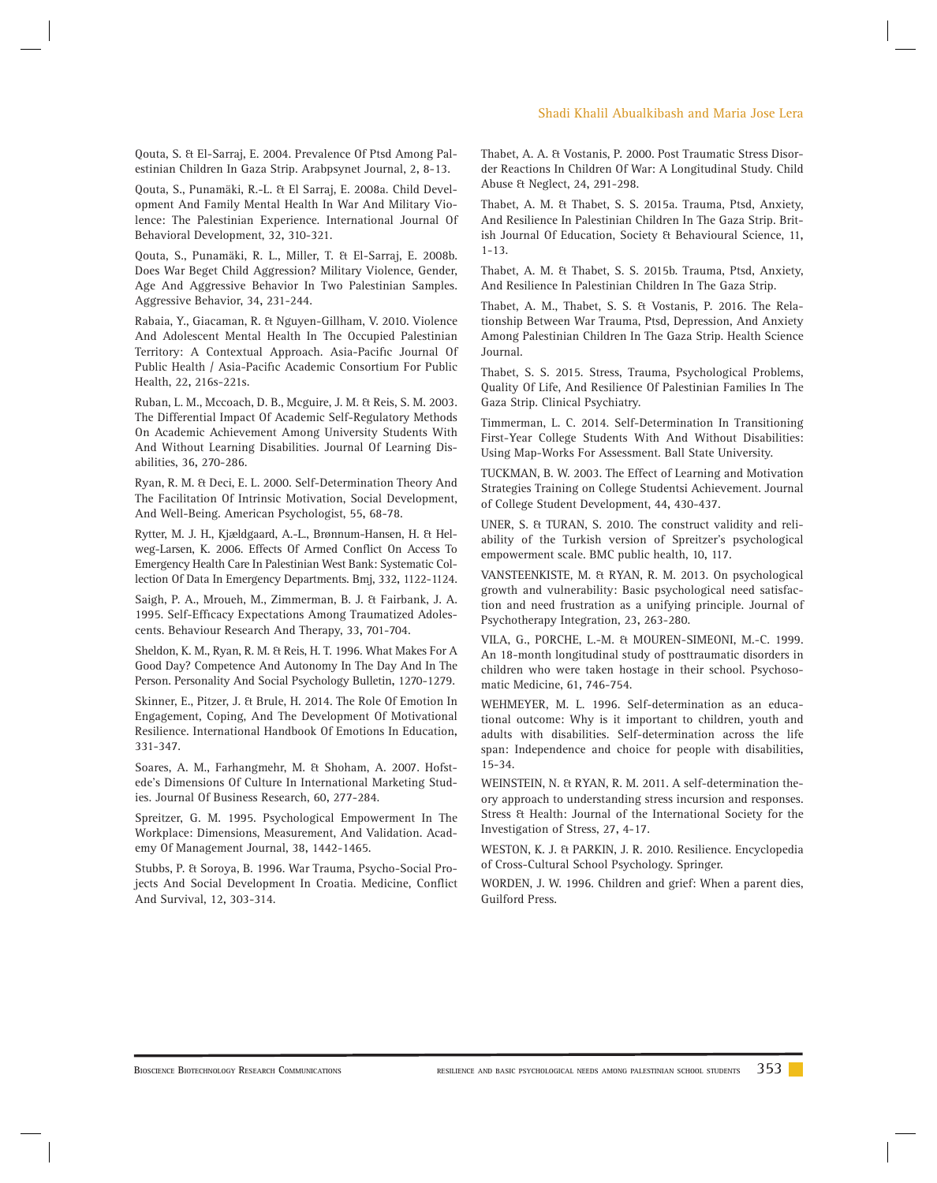Qouta, S. & El-Sarraj, E. 2004. Prevalence Of Ptsd Among Palestinian Children In Gaza Strip. Arabpsynet Journal, 2, 8-13.

Qouta, S., Punamäki, R.-L. & El Sarraj, E. 2008a. Child Development And Family Mental Health In War And Military Violence: The Palestinian Experience. International Journal Of Behavioral Development, 32, 310-321.

Qouta, S., Punamäki, R. L., Miller, T. & El-Sarraj, E. 2008b. Does War Beget Child Aggression? Military Violence, Gender, Age And Aggressive Behavior In Two Palestinian Samples. Aggressive Behavior, 34, 231-244.

Rabaia, Y., Giacaman, R. & Nguyen-Gillham, V. 2010. Violence And Adolescent Mental Health In The Occupied Palestinian Territory: A Contextual Approach. Asia-Pacific Journal Of Public Health / Asia-Pacific Academic Consortium For Public Health, 22, 216s-221s.

Ruban, L. M., Mccoach, D. B., Mcguire, J. M. & Reis, S. M. 2003. The Differential Impact Of Academic Self-Regulatory Methods On Academic Achievement Among University Students With And Without Learning Disabilities. Journal Of Learning Disabilities, 36, 270-286.

Ryan, R. M. & Deci, E. L. 2000. Self-Determination Theory And The Facilitation Of Intrinsic Motivation, Social Development, And Well-Being. American Psychologist, 55, 68-78.

Rytter, M. J. H., Kjældgaard, A.-L., Brønnum-Hansen, H. & Helweg-Larsen, K. 2006. Effects Of Armed Conflict On Access To Emergency Health Care In Palestinian West Bank: Systematic Collection Of Data In Emergency Departments. Bmj, 332, 1122-1124.

Saigh, P. A., Mroueh, M., Zimmerman, B. J. & Fairbank, J. A. 1995. Self-Efficacy Expectations Among Traumatized Adolescents. Behaviour Research And Therapy, 33, 701-704.

Sheldon, K. M., Ryan, R. M. & Reis, H. T. 1996. What Makes For A Good Day? Competence And Autonomy In The Day And In The Person. Personality And Social Psychology Bulletin, 1270-1279.

Skinner, E., Pitzer, J. & Brule, H. 2014. The Role Of Emotion In Engagement, Coping, And The Development Of Motivational Resilience. International Handbook Of Emotions In Education, 331-347.

Soares, A. M., Farhangmehr, M. & Shoham, A. 2007. Hofstede's Dimensions Of Culture In International Marketing Studies. Journal Of Business Research, 60, 277-284.

Spreitzer, G. M. 1995. Psychological Empowerment In The Workplace: Dimensions, Measurement, And Validation. Academy Of Management Journal, 38, 1442-1465.

Stubbs, P. & Soroya, B. 1996. War Trauma, Psycho-Social Projects And Social Development In Croatia. Medicine, Conflict And Survival, 12, 303-314.

Thabet, A. A. & Vostanis, P. 2000. Post Traumatic Stress Disorder Reactions In Children Of War: A Longitudinal Study. Child Abuse & Neglect, 24, 291-298.

Thabet, A. M. & Thabet, S. S. 2015a. Trauma, Ptsd, Anxiety, And Resilience In Palestinian Children In The Gaza Strip. British Journal Of Education, Society & Behavioural Science, 11, 1-13.

Thabet, A. M. & Thabet, S. S. 2015b. Trauma, Ptsd, Anxiety, And Resilience In Palestinian Children In The Gaza Strip.

Thabet, A. M., Thabet, S. S. & Vostanis, P. 2016. The Relationship Between War Trauma, Ptsd, Depression, And Anxiety Among Palestinian Children In The Gaza Strip. Health Science Journal.

Thabet, S. S. 2015. Stress, Trauma, Psychological Problems, Quality Of Life, And Resilience Of Palestinian Families In The Gaza Strip. Clinical Psychiatry.

Timmerman, L. C. 2014. Self-Determination In Transitioning First-Year College Students With And Without Disabilities: Using Map-Works For Assessment. Ball State University.

TUCKMAN, B. W. 2003. The Effect of Learning and Motivation Strategies Training on College Studentsi Achievement. Journal of College Student Development, 44, 430-437.

UNER, S. & TURAN, S. 2010. The construct validity and reliability of the Turkish version of Spreitzer's psychological empowerment scale. BMC public health, 10, 117.

VANSTEENKISTE, M. & RYAN, R. M. 2013. On psychological growth and vulnerability: Basic psychological need satisfaction and need frustration as a unifying principle. Journal of Psychotherapy Integration, 23, 263-280.

VILA, G., PORCHE, L.-M. & MOUREN-SIMEONI, M.-C. 1999. An 18-month longitudinal study of posttraumatic disorders in children who were taken hostage in their school. Psychosomatic Medicine, 61, 746-754.

WEHMEYER, M. L. 1996. Self-determination as an educational outcome: Why is it important to children, youth and adults with disabilities. Self-determination across the life span: Independence and choice for people with disabilities, 15-34.

WEINSTEIN, N. & RYAN, R. M. 2011. A self-determination theory approach to understanding stress incursion and responses. Stress & Health: Journal of the International Society for the Investigation of Stress, 27, 4-17.

WESTON, K. J. & PARKIN, J. R. 2010. Resilience. Encyclopedia of Cross-Cultural School Psychology. Springer.

WORDEN, J. W. 1996. Children and grief: When a parent dies, Guilford Press.